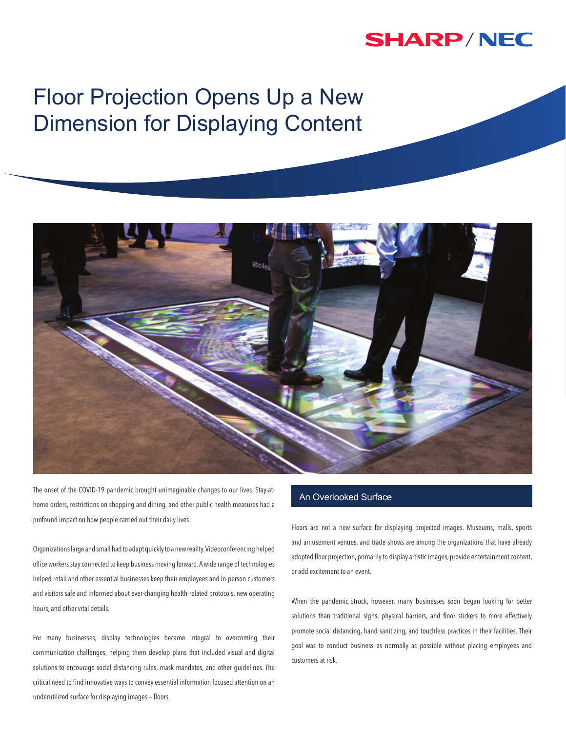SHARP / NEC

# Floor Projection Opens Up a New Dimension for Displaying Content

The onset of the COVID-19 pandemic brought unimaginable changes to our lives. Stay-at-home orders, restrictions on shopping and dining, and other public health measures had a profound impact on how people carried out their daily lives.

Organizations large and small had to adapt quickly to a new reality. Videoconferencing helped office workers stay connected to keep business moving forward. A wide range of technologies helped retail and other essential businesses keep their employees and in-person customers and visitors safe and informed about ever-changing health-related protocols, new operating hours, and other vital details.

For many businesses, display technologies became integral to overcoming their communication challenges, helping them develop plans that included visual and digital solutions to encourage social distancing rules, mask mandates, and other guidelines. The critical need to find innovative ways to convey essential information focused attention on an underutilized surface for displaying images – floors.

## An Overlooked Surface

Floors are not a new surface for displaying projected images. Museums, malls, sports and amusement venues, and trade shows are among the organizations that have already adopted floor projection, primarily to display artistic images, provide entertainment content, or add excitement to an event.

When the pandemic struck, however, many businesses soon began looking for better solutions than traditional signs, physical barriers, and floor stickers to more effectively promote social distancing, hand sanitizing, and touchless practices in their facilities. Their goal was to conduct business as normally as possible without placing employees and customers at risk.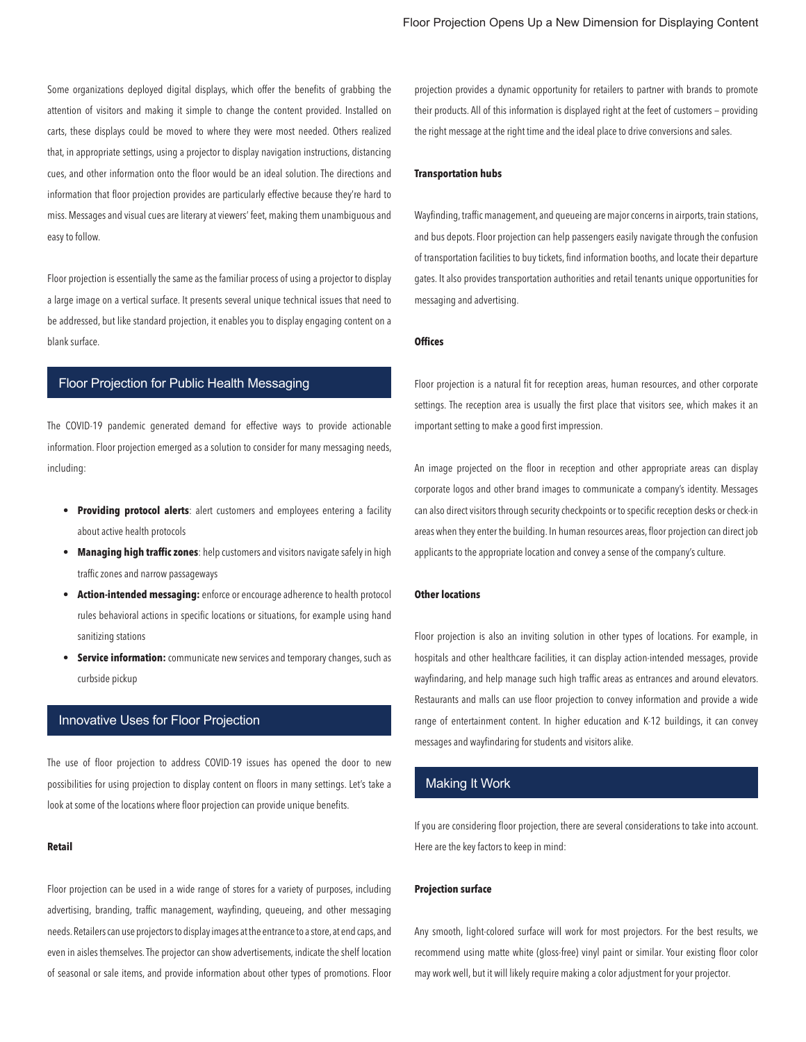Some organizations deployed digital displays, which offer the benefits of grabbing the attention of visitors and making it simple to change the content provided. Installed on carts, these displays could be moved to where they were most needed. Others realized that, in appropriate settings, using a projector to display navigation instructions, distancing cues, and other information onto the floor would be an ideal solution. The directions and information that floor projection provides are particularly effective because they're hard to miss. Messages and visual cues are literary at viewers' feet, making them unambiguous and easy to follow.

Floor projection is essentially the same as the familiar process of using a projector to display a large image on a vertical surface. It presents several unique technical issues that need to be addressed, but like standard projection, it enables you to display engaging content on a blank surface.

## Floor Projection for Public Health Messaging

The COVID-19 pandemic generated demand for effective ways to provide actionable information. Floor projection emerged as a solution to consider for many messaging needs, including:

- **Providing protocol alerts**: alert customers and employees entering a facility about active health protocols
- **Managing high traffic zones**: help customers and visitors navigate safely in high traffic zones and narrow passageways
- **Action-intended messaging:** enforce or encourage adherence to health protocol rules behavioral actions in specific locations or situations, for example using hand sanitizing stations
- **Service information:** communicate new services and temporary changes, such as curbside pickup

## Innovative Uses for Floor Projection

The use of floor projection to address COVID-19 issues has opened the door to new possibilities for using projection to display content on floors in many settings. Let's take a look at some of the locations where floor projection can provide unique benefits.

**Retail**

Floor projection can be used in a wide range of stores for a variety of purposes, including advertising, branding, traffic management, wayfinding, queueing, and other messaging needs. Retailers can use projectors to display images at the entrance to a store, at end caps, and even in aisles themselves. The projector can show advertisements, indicate the shelf location of seasonal or sale items, and provide information about other types of promotions. Floor projection provides a dynamic opportunity for retailers to partner with brands to promote their products. All of this information is displayed right at the feet of customers – providing the right message at the right time and the ideal place to drive conversions and sales.

**Transportation hubs**

Wayfinding, traffic management, and queueing are major concerns in airports, train stations, and bus depots. Floor projection can help passengers easily navigate through the confusion of transportation facilities to buy tickets, find information booths, and locate their departure gates. It also provides transportation authorities and retail tenants unique opportunities for messaging and advertising.

**Offices**

Floor projection is a natural fit for reception areas, human resources, and other corporate settings. The reception area is usually the first place that visitors see, which makes it an important setting to make a good first impression.

An image projected on the floor in reception and other appropriate areas can display corporate logos and other brand images to communicate a company's identity. Messages can also direct visitors through security checkpoints or to specific reception desks or check-in areas when they enter the building. In human resources areas, floor projection can direct job applicants to the appropriate location and convey a sense of the company's culture.

**Other locations**

Floor projection is also an inviting solution in other types of locations. For example, in hospitals and other healthcare facilities, it can display action-intended messages, provide wayfindaring, and help manage such high traffic areas as entrances and around elevators. Restaurants and malls can use floor projection to convey information and provide a wide range of entertainment content. In higher education and K-12 buildings, it can convey messages and wayfindaring for students and visitors alike.

## Making It Work

If you are considering floor projection, there are several considerations to take into account. Here are the key factors to keep in mind:

**Projection surface**

Any smooth, light-colored surface will work for most projectors. For the best results, we recommend using matte white (gloss-free) vinyl paint or similar. Your existing floor color may work well, but it will likely require making a color adjustment for your projector.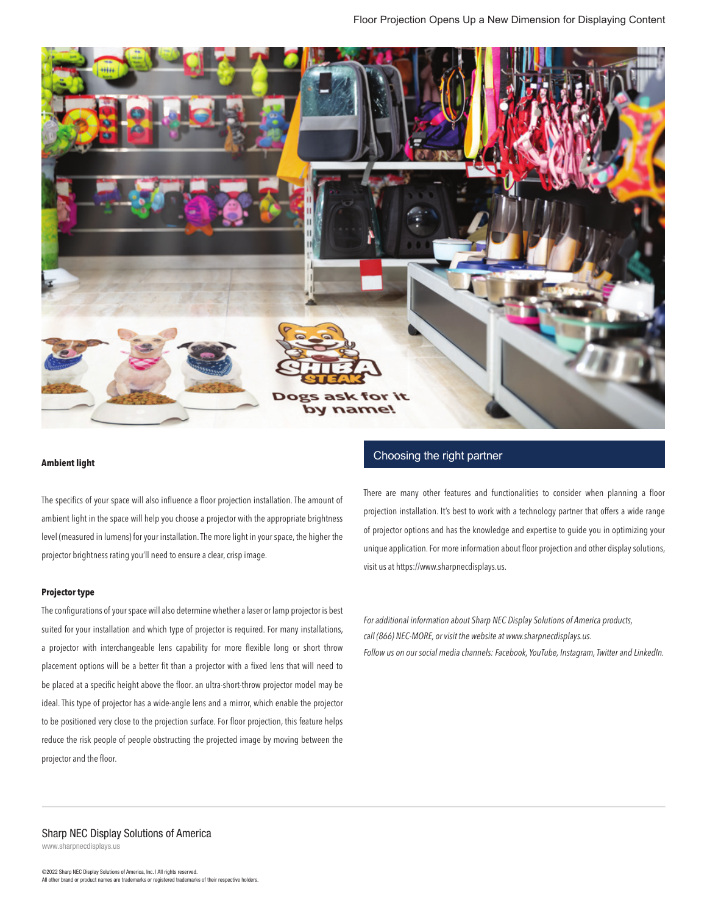### Ambient light

The specifics of your space will also influence a floor projection installation. The amount of ambient light in the space will help you choose a projector with the appropriate brightness level (measured in lumens) for your installation. The more light in your space, the higher the projector brightness rating you'll need to ensure a clear, crisp image.

### Projector type

The configurations of your space will also determine whether a laser or lamp projector is best suited for your installation and which type of projector is required. For many installations, a projector with interchangeable lens capability for more flexible long or short throw placement options will be a better fit than a projector with a fixed lens that will need to be placed at a specific height above the floor. an ultra-short-throw projector model may be ideal. This type of projector has a wide-angle lens and a mirror, which enable the projector to be positioned very close to the projection surface. For floor projection, this feature helps reduce the risk people of people obstructing the projected image by moving between the projector and the floor.

## Choosing the right partner

There are many other features and functionalities to consider when planning a floor projection installation. It's best to work with a technology partner that offers a wide range of projector options and has the knowledge and expertise to guide you in optimizing your unique application. For more information about floor projection and other display solutions, visit us at https://www.sharpnecdisplays.us.

*For additional information about Sharp NEC Display Solutions of America products, call (866) NEC-MORE, or visit the website at www.sharpnecdisplays.us. Follow us on our social media channels: Facebook, YouTube, Instagram, Twitter and LinkedIn.*

Sharp NEC Display Solutions of America
www.sharpnecdisplays.us

©2022 Sharp NEC Display Solutions of America, Inc. | All rights reserved.
All other brand or product names are trademarks or registered trademarks of their respective holders.